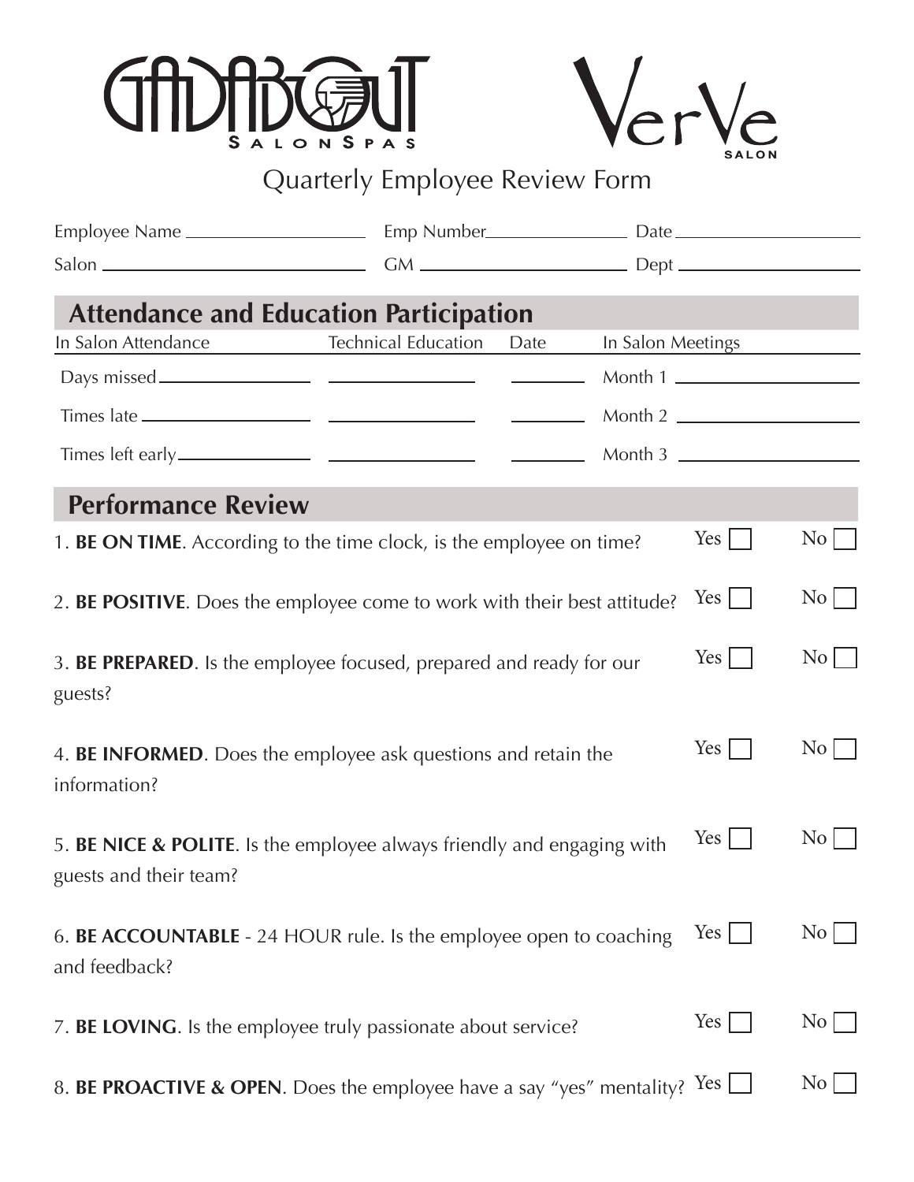GADABOUT SALON SPAS

VerVe SALON

# Quarterly Employee Review Form

Employee Name ____________ Emp Number ____________ Date ____________

Salon ____________ GM ____________ Dept ____________

## Attendance and Education Participation

| In Salon Attendance | Technical Education | Date | In Salon Meetings |
|---|---|---|---|
| Days missed ____________ | ____________ | ________ | Month 1 ____________ |
| Times late ____________ | ____________ | ________ | Month 2 ____________ |
| Times left early ____________ | ____________ | ________ | Month 3 ____________ |

## Performance Review

1. **BE ON TIME**. According to the time clock, is the employee on time? Yes ☐ No ☐

2. **BE POSITIVE**. Does the employee come to work with their best attitude? Yes ☐ No ☐

3. **BE PREPARED**. Is the employee focused, prepared and ready for our guests? Yes ☐ No ☐

4. **BE INFORMED**. Does the employee ask questions and retain the information? Yes ☐ No ☐

5. **BE NICE & POLITE**. Is the employee always friendly and engaging with guests and their team? Yes ☐ No ☐

6. **BE ACCOUNTABLE** - 24 HOUR rule. Is the employee open to coaching and feedback? Yes ☐ No ☐

7. **BE LOVING**. Is the employee truly passionate about service? Yes ☐ No ☐

8. **BE PROACTIVE & OPEN**. Does the employee have a say "yes" mentality? Yes ☐ No ☐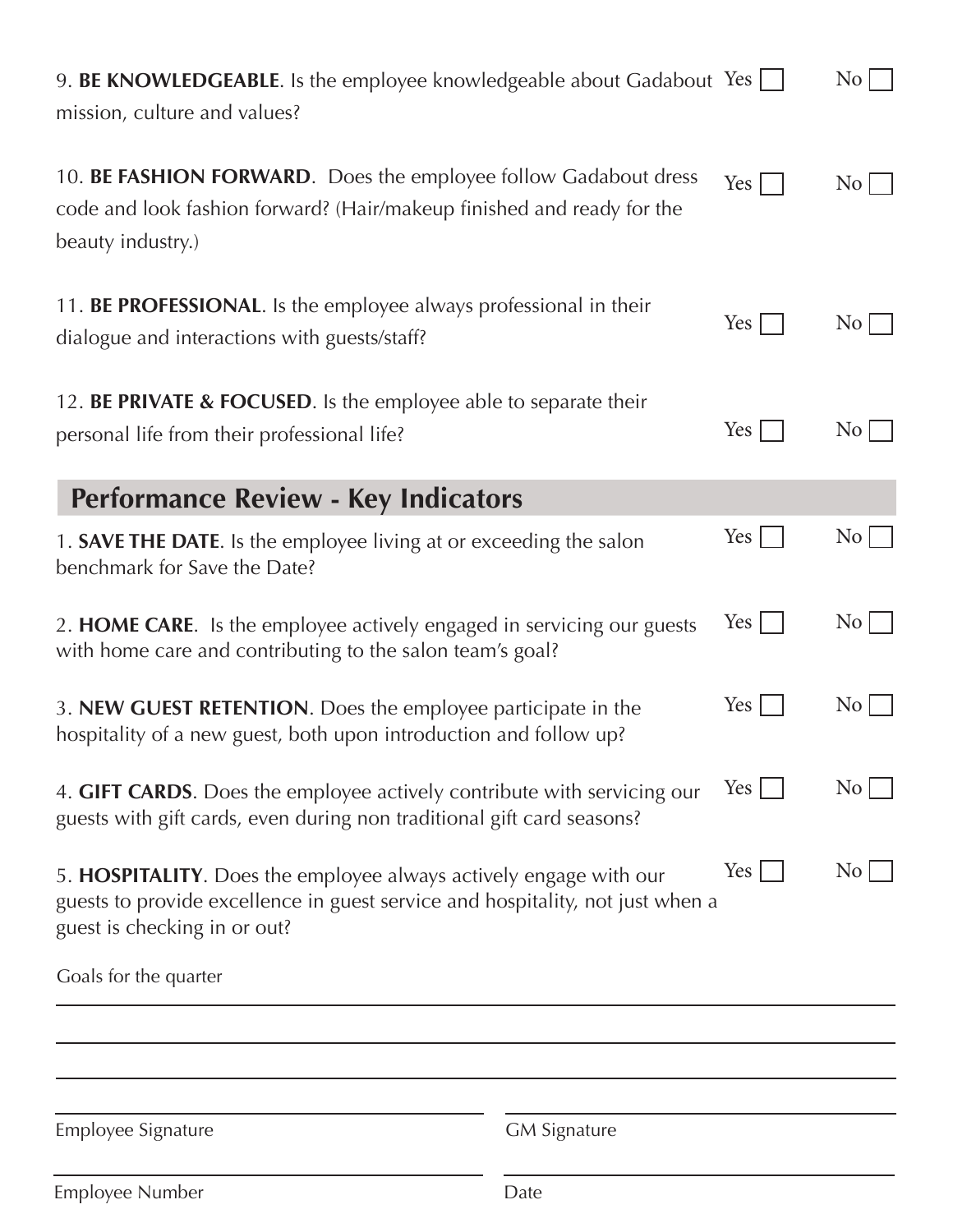9. **BE KNOWLEDGEABLE**. Is the employee knowledgeable about Gadabout mission, culture and values? Yes ☐ No ☐

10. **BE FASHION FORWARD**. Does the employee follow Gadabout dress code and look fashion forward? (Hair/makeup finished and ready for the beauty industry.) Yes ☐ No ☐

11. **BE PROFESSIONAL**. Is the employee always professional in their dialogue and interactions with guests/staff? Yes ☐ No ☐

12. **BE PRIVATE & FOCUSED**. Is the employee able to separate their personal life from their professional life? Yes ☐ No ☐

## Performance Review - Key Indicators

1. **SAVE THE DATE**. Is the employee living at or exceeding the salon benchmark for Save the Date? Yes ☐ No ☐

2. **HOME CARE**. Is the employee actively engaged in servicing our guests with home care and contributing to the salon team's goal? Yes ☐ No ☐

3. **NEW GUEST RETENTION**. Does the employee participate in the hospitality of a new guest, both upon introduction and follow up? Yes ☐ No ☐

4. **GIFT CARDS**. Does the employee actively contribute with servicing our guests with gift cards, even during non traditional gift card seasons? Yes ☐ No ☐

5. **HOSPITALITY**. Does the employee always actively engage with our guests to provide excellence in guest service and hospitality, not just when a guest is checking in or out? Yes ☐ No ☐

Goals for the quarter

______________________________________________

______________________________________________

______________________________________________

______________________ ______________________

Employee Signature GM Signature

______________________ ______________________

Employee Number Date